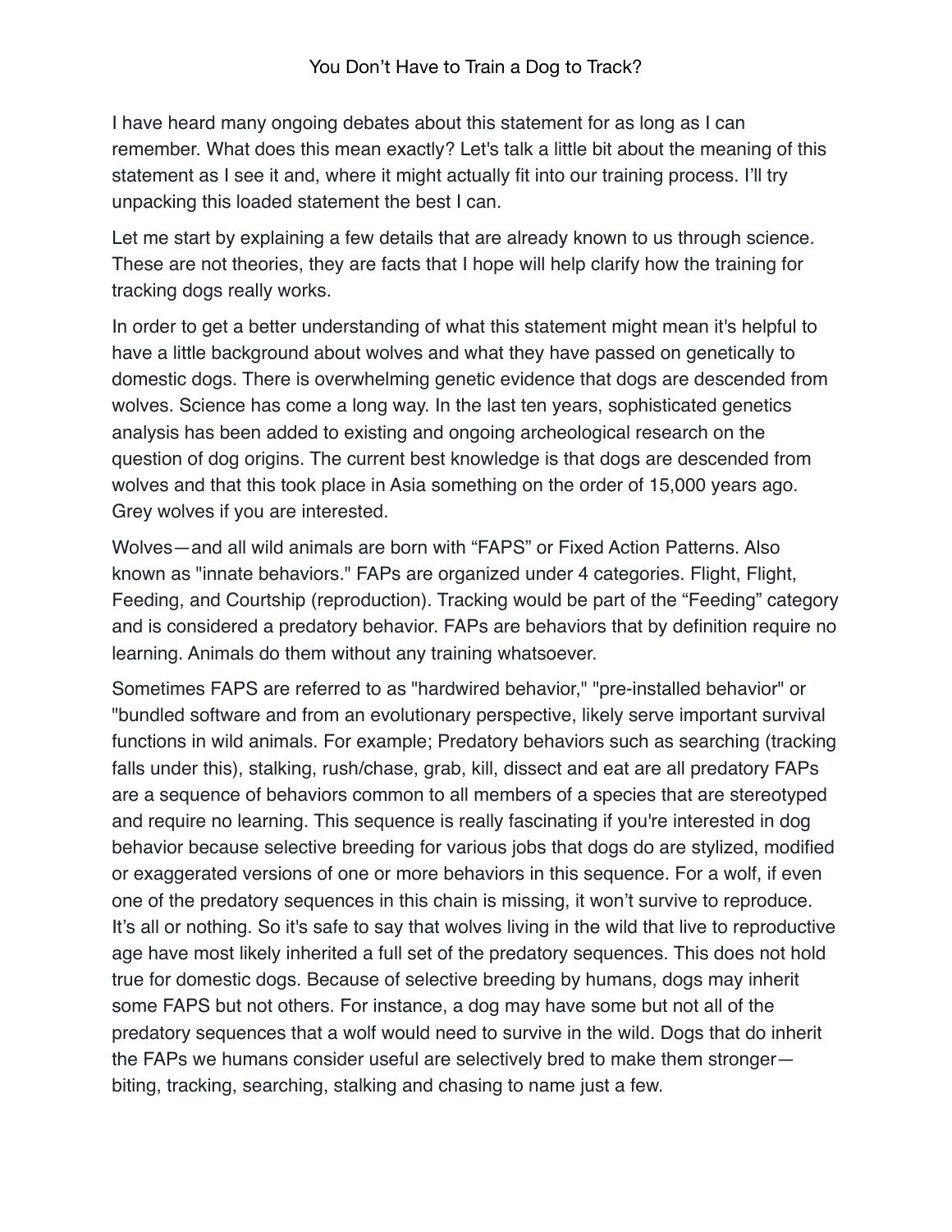# You Don't Have to Train a Dog to Track?

I have heard many ongoing debates about this statement for as long as I can remember. What does this mean exactly? Let's talk a little bit about the meaning of this statement as I see it and, where it might actually fit into our training process. I'll try unpacking this loaded statement the best I can.

Let me start by explaining a few details that are already known to us through science. These are not theories, they are facts that I hope will help clarify how the training for tracking dogs really works.

In order to get a better understanding of what this statement might mean it's helpful to have a little background about wolves and what they have passed on genetically to domestic dogs. There is overwhelming genetic evidence that dogs are descended from wolves. Science has come a long way. In the last ten years, sophisticated genetics analysis has been added to existing and ongoing archeological research on the question of dog origins. The current best knowledge is that dogs are descended from wolves and that this took place in Asia something on the order of 15,000 years ago. Grey wolves if you are interested.

Wolves—and all wild animals are born with "FAPS" or Fixed Action Patterns. Also known as "innate behaviors." FAPs are organized under 4 categories. Flight, Flight, Feeding, and Courtship (reproduction). Tracking would be part of the "Feeding" category and is considered a predatory behavior. FAPs are behaviors that by definition require no learning. Animals do them without any training whatsoever.

Sometimes FAPS are referred to as "hardwired behavior," "pre-installed behavior" or "bundled software and from an evolutionary perspective, likely serve important survival functions in wild animals. For example; Predatory behaviors such as searching (tracking falls under this), stalking, rush/chase, grab, kill, dissect and eat are all predatory FAPs are a sequence of behaviors common to all members of a species that are stereotyped and require no learning. This sequence is really fascinating if you're interested in dog behavior because selective breeding for various jobs that dogs do are stylized, modified or exaggerated versions of one or more behaviors in this sequence. For a wolf, if even one of the predatory sequences in this chain is missing, it won't survive to reproduce. It's all or nothing. So it's safe to say that wolves living in the wild that live to reproductive age have most likely inherited a full set of the predatory sequences. This does not hold true for domestic dogs. Because of selective breeding by humans, dogs may inherit some FAPS but not others. For instance, a dog may have some but not all of the predatory sequences that a wolf would need to survive in the wild. Dogs that do inherit the FAPs we humans consider useful are selectively bred to make them stronger—biting, tracking, searching, stalking and chasing to name just a few.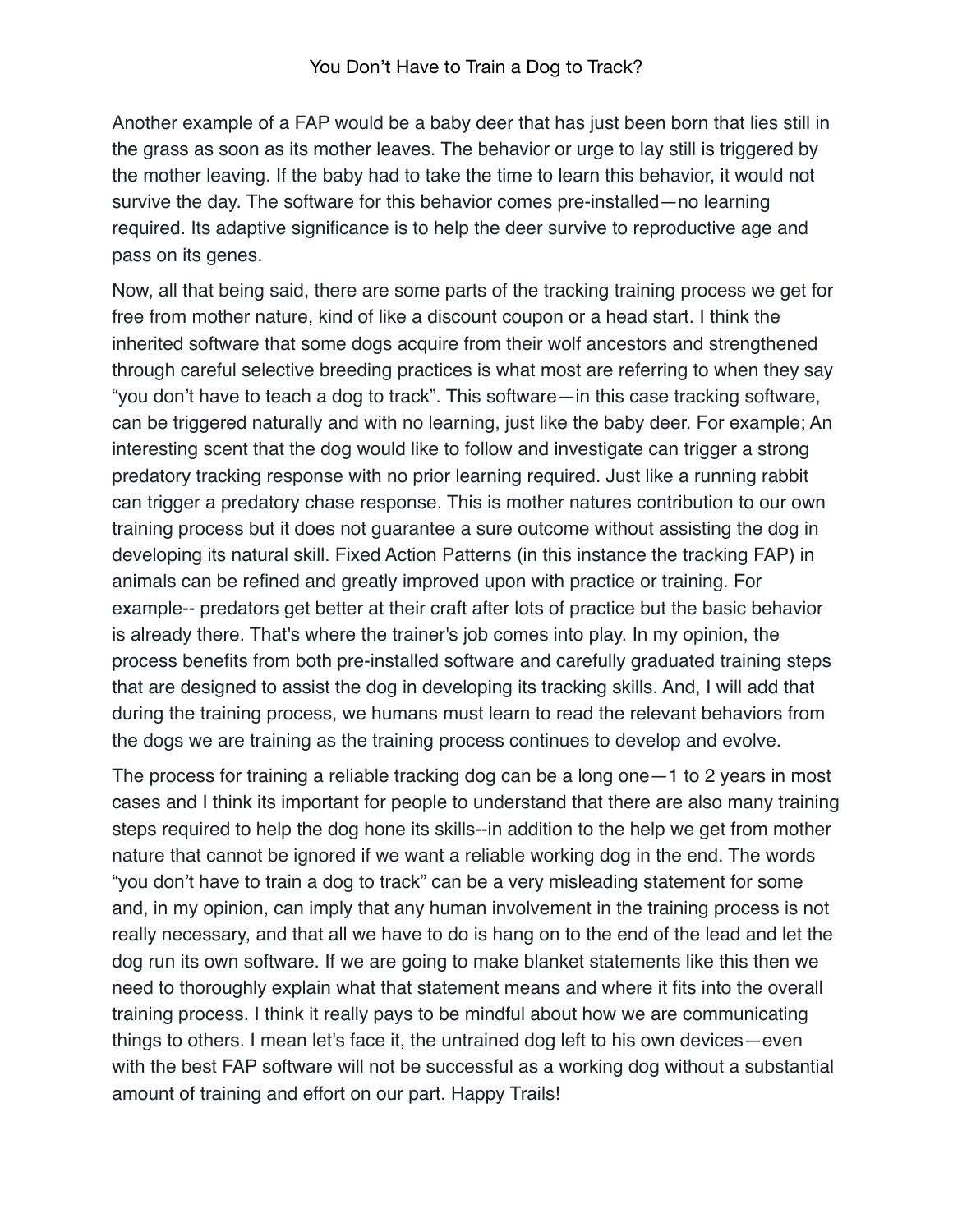Another example of a FAP would be a baby deer that has just been born that lies still in the grass as soon as its mother leaves. The behavior or urge to lay still is triggered by the mother leaving. If the baby had to take the time to learn this behavior, it would not survive the day. The software for this behavior comes pre-installed—no learning required. Its adaptive significance is to help the deer survive to reproductive age and pass on its genes.

Now, all that being said, there are some parts of the tracking training process we get for free from mother nature, kind of like a discount coupon or a head start. I think the inherited software that some dogs acquire from their wolf ancestors and strengthened through careful selective breeding practices is what most are referring to when they say "you don't have to teach a dog to track". This software—in this case tracking software, can be triggered naturally and with no learning, just like the baby deer. For example; An interesting scent that the dog would like to follow and investigate can trigger a strong predatory tracking response with no prior learning required. Just like a running rabbit can trigger a predatory chase response. This is mother natures contribution to our own training process but it does not guarantee a sure outcome without assisting the dog in developing its natural skill. Fixed Action Patterns (in this instance the tracking FAP) in animals can be refined and greatly improved upon with practice or training. For example-- predators get better at their craft after lots of practice but the basic behavior is already there. That's where the trainer's job comes into play. In my opinion, the process benefits from both pre-installed software and carefully graduated training steps that are designed to assist the dog in developing its tracking skills. And, I will add that during the training process, we humans must learn to read the relevant behaviors from the dogs we are training as the training process continues to develop and evolve.

The process for training a reliable tracking dog can be a long one—1 to 2 years in most cases and I think its important for people to understand that there are also many training steps required to help the dog hone its skills--in addition to the help we get from mother nature that cannot be ignored if we want a reliable working dog in the end. The words "you don't have to train a dog to track" can be a very misleading statement for some and, in my opinion, can imply that any human involvement in the training process is not really necessary, and that all we have to do is hang on to the end of the lead and let the dog run its own software. If we are going to make blanket statements like this then we need to thoroughly explain what that statement means and where it fits into the overall training process. I think it really pays to be mindful about how we are communicating things to others. I mean let's face it, the untrained dog left to his own devices—even with the best FAP software will not be successful as a working dog without a substantial amount of training and effort on our part. Happy Trails!